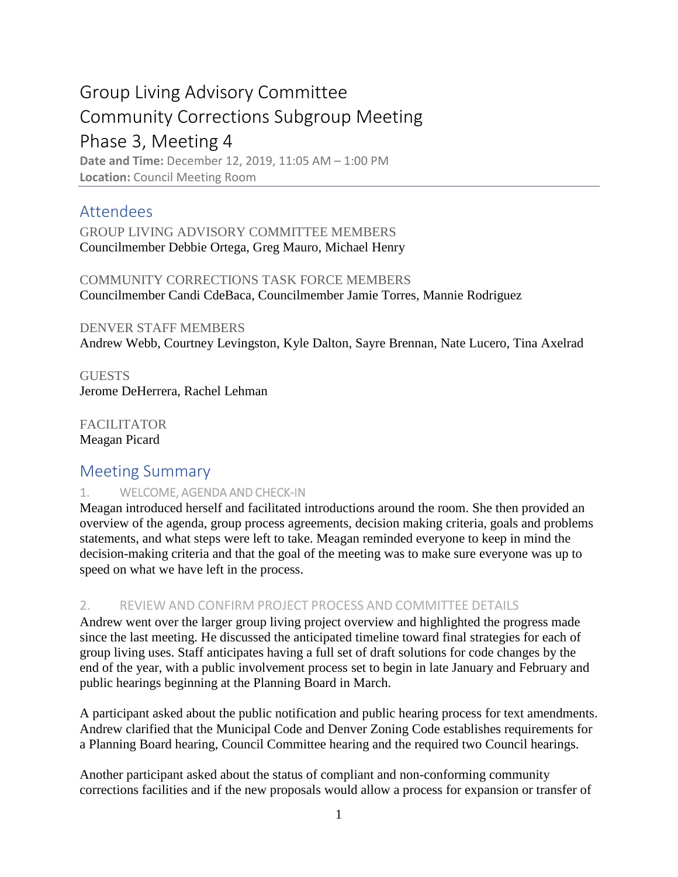# Group Living Advisory Committee
# Community Corrections Subgroup Meeting
# Phase 3, Meeting 4

**Date and Time:** December 12, 2019, 11:05 AM – 1:00 PM
**Location:** Council Meeting Room

## Attendees

GROUP LIVING ADVISORY COMMITTEE MEMBERS
Councilmember Debbie Ortega, Greg Mauro, Michael Henry

COMMUNITY CORRECTIONS TASK FORCE MEMBERS
Councilmember Candi CdeBaca, Councilmember Jamie Torres, Mannie Rodriguez

DENVER STAFF MEMBERS
Andrew Webb, Courtney Levingston, Kyle Dalton, Sayre Brennan, Nate Lucero, Tina Axelrad

GUESTS
Jerome DeHerrera, Rachel Lehman

FACILITATOR
Meagan Picard

## Meeting Summary

### 1. WELCOME, AGENDA AND CHECK-IN

Meagan introduced herself and facilitated introductions around the room. She then provided an overview of the agenda, group process agreements, decision making criteria, goals and problems statements, and what steps were left to take. Meagan reminded everyone to keep in mind the decision-making criteria and that the goal of the meeting was to make sure everyone was up to speed on what we have left in the process.

### 2. REVIEW AND CONFIRM PROJECT PROCESS AND COMMITTEE DETAILS

Andrew went over the larger group living project overview and highlighted the progress made since the last meeting. He discussed the anticipated timeline toward final strategies for each of group living uses. Staff anticipates having a full set of draft solutions for code changes by the end of the year, with a public involvement process set to begin in late January and February and public hearings beginning at the Planning Board in March.

A participant asked about the public notification and public hearing process for text amendments. Andrew clarified that the Municipal Code and Denver Zoning Code establishes requirements for a Planning Board hearing, Council Committee hearing and the required two Council hearings.

Another participant asked about the status of compliant and non-conforming community corrections facilities and if the new proposals would allow a process for expansion or transfer of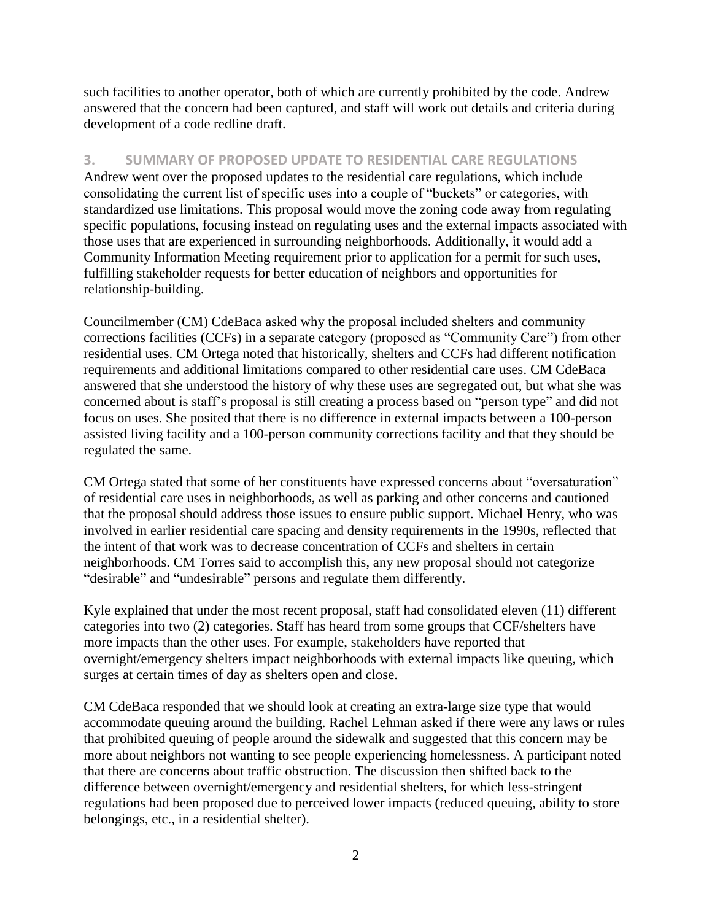such facilities to another operator, both of which are currently prohibited by the code. Andrew answered that the concern had been captured, and staff will work out details and criteria during development of a code redline draft.

## 3. SUMMARY OF PROPOSED UPDATE TO RESIDENTIAL CARE REGULATIONS

Andrew went over the proposed updates to the residential care regulations, which include consolidating the current list of specific uses into a couple of "buckets" or categories, with standardized use limitations. This proposal would move the zoning code away from regulating specific populations, focusing instead on regulating uses and the external impacts associated with those uses that are experienced in surrounding neighborhoods. Additionally, it would add a Community Information Meeting requirement prior to application for a permit for such uses, fulfilling stakeholder requests for better education of neighbors and opportunities for relationship-building.

Councilmember (CM) CdeBaca asked why the proposal included shelters and community corrections facilities (CCFs) in a separate category (proposed as "Community Care") from other residential uses. CM Ortega noted that historically, shelters and CCFs had different notification requirements and additional limitations compared to other residential care uses. CM CdeBaca answered that she understood the history of why these uses are segregated out, but what she was concerned about is staff's proposal is still creating a process based on "person type" and did not focus on uses. She posited that there is no difference in external impacts between a 100-person assisted living facility and a 100-person community corrections facility and that they should be regulated the same.

CM Ortega stated that some of her constituents have expressed concerns about "oversaturation" of residential care uses in neighborhoods, as well as parking and other concerns and cautioned that the proposal should address those issues to ensure public support. Michael Henry, who was involved in earlier residential care spacing and density requirements in the 1990s, reflected that the intent of that work was to decrease concentration of CCFs and shelters in certain neighborhoods. CM Torres said to accomplish this, any new proposal should not categorize "desirable" and "undesirable" persons and regulate them differently.

Kyle explained that under the most recent proposal, staff had consolidated eleven (11) different categories into two (2) categories. Staff has heard from some groups that CCF/shelters have more impacts than the other uses. For example, stakeholders have reported that overnight/emergency shelters impact neighborhoods with external impacts like queuing, which surges at certain times of day as shelters open and close.

CM CdeBaca responded that we should look at creating an extra-large size type that would accommodate queuing around the building. Rachel Lehman asked if there were any laws or rules that prohibited queuing of people around the sidewalk and suggested that this concern may be more about neighbors not wanting to see people experiencing homelessness. A participant noted that there are concerns about traffic obstruction. The discussion then shifted back to the difference between overnight/emergency and residential shelters, for which less-stringent regulations had been proposed due to perceived lower impacts (reduced queuing, ability to store belongings, etc., in a residential shelter).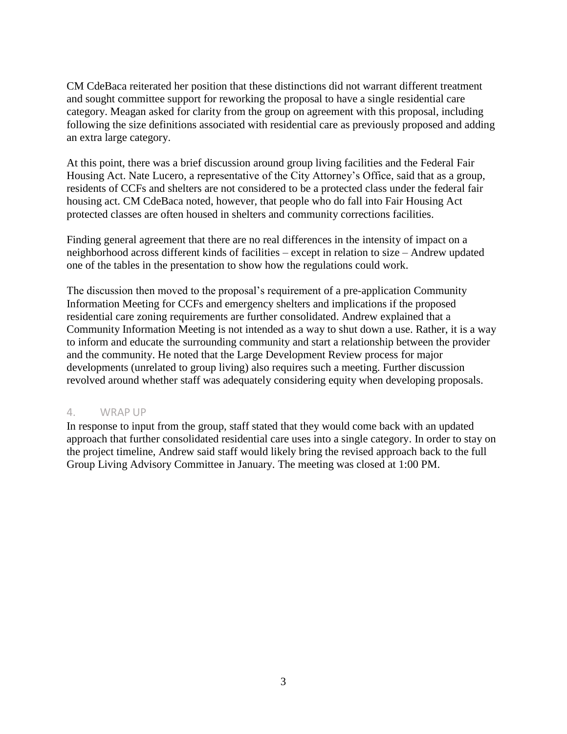CM CdeBaca reiterated her position that these distinctions did not warrant different treatment and sought committee support for reworking the proposal to have a single residential care category. Meagan asked for clarity from the group on agreement with this proposal, including following the size definitions associated with residential care as previously proposed and adding an extra large category.

At this point, there was a brief discussion around group living facilities and the Federal Fair Housing Act. Nate Lucero, a representative of the City Attorney's Office, said that as a group, residents of CCFs and shelters are not considered to be a protected class under the federal fair housing act. CM CdeBaca noted, however, that people who do fall into Fair Housing Act protected classes are often housed in shelters and community corrections facilities.

Finding general agreement that there are no real differences in the intensity of impact on a neighborhood across different kinds of facilities – except in relation to size – Andrew updated one of the tables in the presentation to show how the regulations could work.

The discussion then moved to the proposal's requirement of a pre-application Community Information Meeting for CCFs and emergency shelters and implications if the proposed residential care zoning requirements are further consolidated. Andrew explained that a Community Information Meeting is not intended as a way to shut down a use. Rather, it is a way to inform and educate the surrounding community and start a relationship between the provider and the community. He noted that the Large Development Review process for major developments (unrelated to group living) also requires such a meeting. Further discussion revolved around whether staff was adequately considering equity when developing proposals.

## 4. WRAP UP

In response to input from the group, staff stated that they would come back with an updated approach that further consolidated residential care uses into a single category. In order to stay on the project timeline, Andrew said staff would likely bring the revised approach back to the full Group Living Advisory Committee in January. The meeting was closed at 1:00 PM.